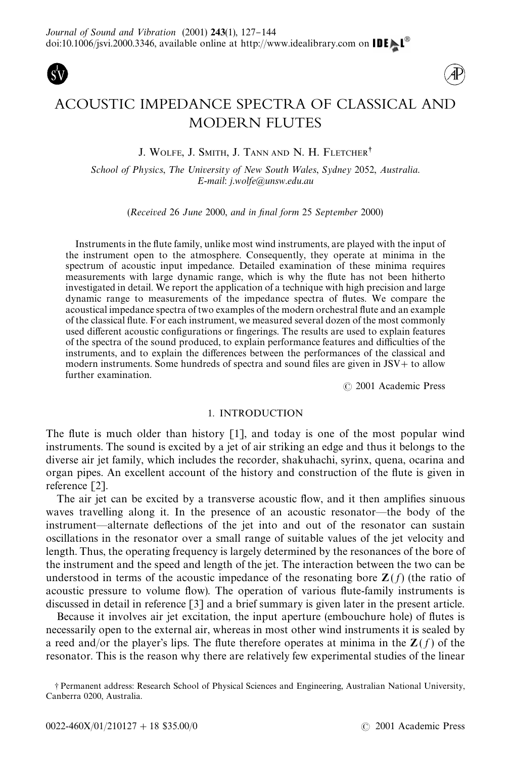# ACOUSTIC IMPEDANCE SPECTRA OF CLASSICAL AND MODERN FLUTES

J. Wolfe, J. Smith, J. Tann and N. H. Fletcher†

*School of Physics, The University of New South Wales, Sydney 2052, Australia.*
*E-mail: j.wolfe@unsw.edu.au*

(*Received* 26 *June* 2000, *and in final form* 25 *September* 2000)

Instruments in the flute family, unlike most wind instruments, are played with the input of the instrument open to the atmosphere. Consequently, they operate at minima in the spectrum of acoustic input impedance. Detailed examination of these minima requires measurements with large dynamic range, which is why the flute has not been hitherto investigated in detail. We report the application of a technique with high precision and large dynamic range to measurements of the impedance spectra of flutes. We compare the acoustical impedance spectra of two examples of the modern orchestral flute and an example of the classical flute. For each instrument, we measured several dozen of the most commonly used different acoustic configurations or fingerings. The results are used to explain features of the spectra of the sound produced, to explain performance features and difficulties of the instruments, and to explain the differences between the performances of the classical and modern instruments. Some hundreds of spectra and sound files are given in JSV+ to allow further examination.

© 2001 Academic Press

## 1. INTRODUCTION

The flute is much older than history [1], and today is one of the most popular wind instruments. The sound is excited by a jet of air striking an edge and thus it belongs to the diverse air jet family, which includes the recorder, shakuhachi, syrinx, quena, ocarina and organ pipes. An excellent account of the history and construction of the flute is given in reference [2].

The air jet can be excited by a transverse acoustic flow, and it then amplifies sinuous waves travelling along it. In the presence of an acoustic resonator—the body of the instrument—alternate deflections of the jet into and out of the resonator can sustain oscillations in the resonator over a small range of suitable values of the jet velocity and length. Thus, the operating frequency is largely determined by the resonances of the bore of the instrument and the speed and length of the jet. The interaction between the two can be understood in terms of the acoustic impedance of the resonating bore $\mathbf{Z}(f)$ (the ratio of acoustic pressure to volume flow). The operation of various flute-family instruments is discussed in detail in reference [3] and a brief summary is given later in the present article.

Because it involves air jet excitation, the input aperture (embouchure hole) of flutes is necessarily open to the external air, whereas in most other wind instruments it is sealed by a reed and/or the player's lips. The flute therefore operates at minima in the $\mathbf{Z}(f)$ of the resonator. This is the reason why there are relatively few experimental studies of the linear

† Permanent address: Research School of Physical Sciences and Engineering, Australian National University, Canberra 0200, Australia.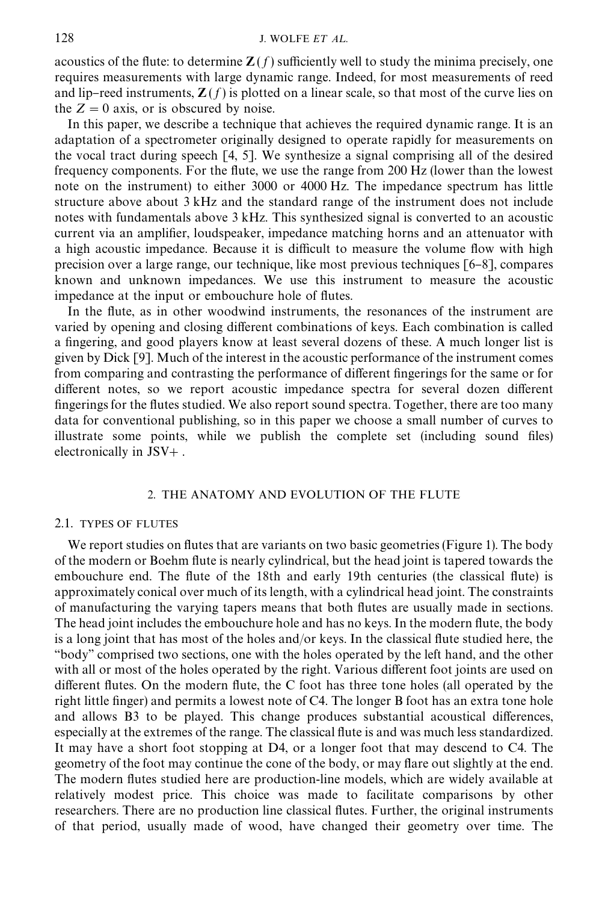acoustics of the flute: to determine $\mathbf{Z}(f)$ sufficiently well to study the minima precisely, one requires measurements with large dynamic range. Indeed, for most measurements of reed and lip–reed instruments, $\mathbf{Z}(f)$ is plotted on a linear scale, so that most of the curve lies on the $Z = 0$ axis, or is obscured by noise.

In this paper, we describe a technique that achieves the required dynamic range. It is an adaptation of a spectrometer originally designed to operate rapidly for measurements on the vocal tract during speech [4, 5]. We synthesize a signal comprising all of the desired frequency components. For the flute, we use the range from 200 Hz (lower than the lowest note on the instrument) to either 3000 or 4000 Hz. The impedance spectrum has little structure above about 3 kHz and the standard range of the instrument does not include notes with fundamentals above 3 kHz. This synthesized signal is converted to an acoustic current via an amplifier, loudspeaker, impedance matching horns and an attenuator with a high acoustic impedance. Because it is difficult to measure the volume flow with high precision over a large range, our technique, like most previous techniques [6–8], compares known and unknown impedances. We use this instrument to measure the acoustic impedance at the input or embouchure hole of flutes.

In the flute, as in other woodwind instruments, the resonances of the instrument are varied by opening and closing different combinations of keys. Each combination is called a fingering, and good players know at least several dozens of these. A much longer list is given by Dick [9]. Much of the interest in the acoustic performance of the instrument comes from comparing and contrasting the performance of different fingerings for the same or for different notes, so we report acoustic impedance spectra for several dozen different fingerings for the flutes studied. We also report sound spectra. Together, there are too many data for conventional publishing, so in this paper we choose a small number of curves to illustrate some points, while we publish the complete set (including sound files) electronically in JSV+ .

## 2. THE ANATOMY AND EVOLUTION OF THE FLUTE

### 2.1. TYPES OF FLUTES

We report studies on flutes that are variants on two basic geometries (Figure 1). The body of the modern or Boehm flute is nearly cylindrical, but the head joint is tapered towards the embouchure end. The flute of the 18th and early 19th centuries (the classical flute) is approximately conical over much of its length, with a cylindrical head joint. The constraints of manufacturing the varying tapers means that both flutes are usually made in sections. The head joint includes the embouchure hole and has no keys. In the modern flute, the body is a long joint that has most of the holes and/or keys. In the classical flute studied here, the "body" comprised two sections, one with the holes operated by the left hand, and the other with all or most of the holes operated by the right. Various different foot joints are used on different flutes. On the modern flute, the C foot has three tone holes (all operated by the right little finger) and permits a lowest note of C4. The longer B foot has an extra tone hole and allows B3 to be played. This change produces substantial acoustical differences, especially at the extremes of the range. The classical flute is and was much less standardized. It may have a short foot stopping at D4, or a longer foot that may descend to C4. The geometry of the foot may continue the cone of the body, or may flare out slightly at the end. The modern flutes studied here are production-line models, which are widely available at relatively modest price. This choice was made to facilitate comparisons by other researchers. There are no production line classical flutes. Further, the original instruments of that period, usually made of wood, have changed their geometry over time. The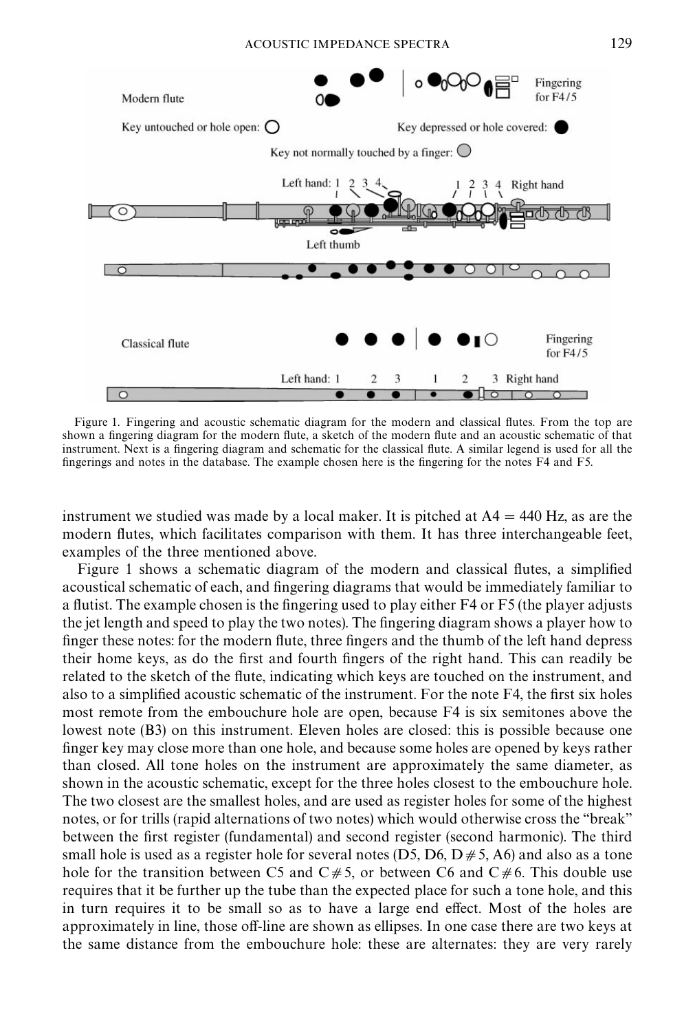Figure 1. Fingering and acoustic schematic diagram for the modern and classical flutes. From the top are shown a fingering diagram for the modern flute, a sketch of the modern flute and an acoustic schematic of that instrument. Next is a fingering diagram and schematic for the classical flute. A similar legend is used for all the fingerings and notes in the database. The example chosen here is the fingering for the notes F4 and F5.

instrument we studied was made by a local maker. It is pitched at A4 = 440 Hz, as are the modern flutes, which facilitates comparison with them. It has three interchangeable feet, examples of the three mentioned above.

Figure 1 shows a schematic diagram of the modern and classical flutes, a simplified acoustical schematic of each, and fingering diagrams that would be immediately familiar to a flutist. The example chosen is the fingering used to play either F4 or F5 (the player adjusts the jet length and speed to play the two notes). The fingering diagram shows a player how to finger these notes: for the modern flute, three fingers and the thumb of the left hand depress their home keys, as do the first and fourth fingers of the right hand. This can readily be related to the sketch of the flute, indicating which keys are touched on the instrument, and also to a simplified acoustic schematic of the instrument. For the note F4, the first six holes most remote from the embouchure hole are open, because F4 is six semitones above the lowest note (B3) on this instrument. Eleven holes are closed: this is possible because one finger key may close more than one hole, and because some holes are opened by keys rather than closed. All tone holes on the instrument are approximately the same diameter, as shown in the acoustic schematic, except for the three holes closest to the embouchure hole. The two closest are the smallest holes, and are used as register holes for some of the highest notes, or for trills (rapid alternations of two notes) which would otherwise cross the "break" between the first register (fundamental) and second register (second harmonic). The third small hole is used as a register hole for several notes (D5, D6, D#5, A6) and also as a tone hole for the transition between C5 and C#5, or between C6 and C#6. This double use requires that it be further up the tube than the expected place for such a tone hole, and this in turn requires it to be small so as to have a large end effect. Most of the holes are approximately in line, those off-line are shown as ellipses. In one case there are two keys at the same distance from the embouchure hole: these are alternates: they are very rarely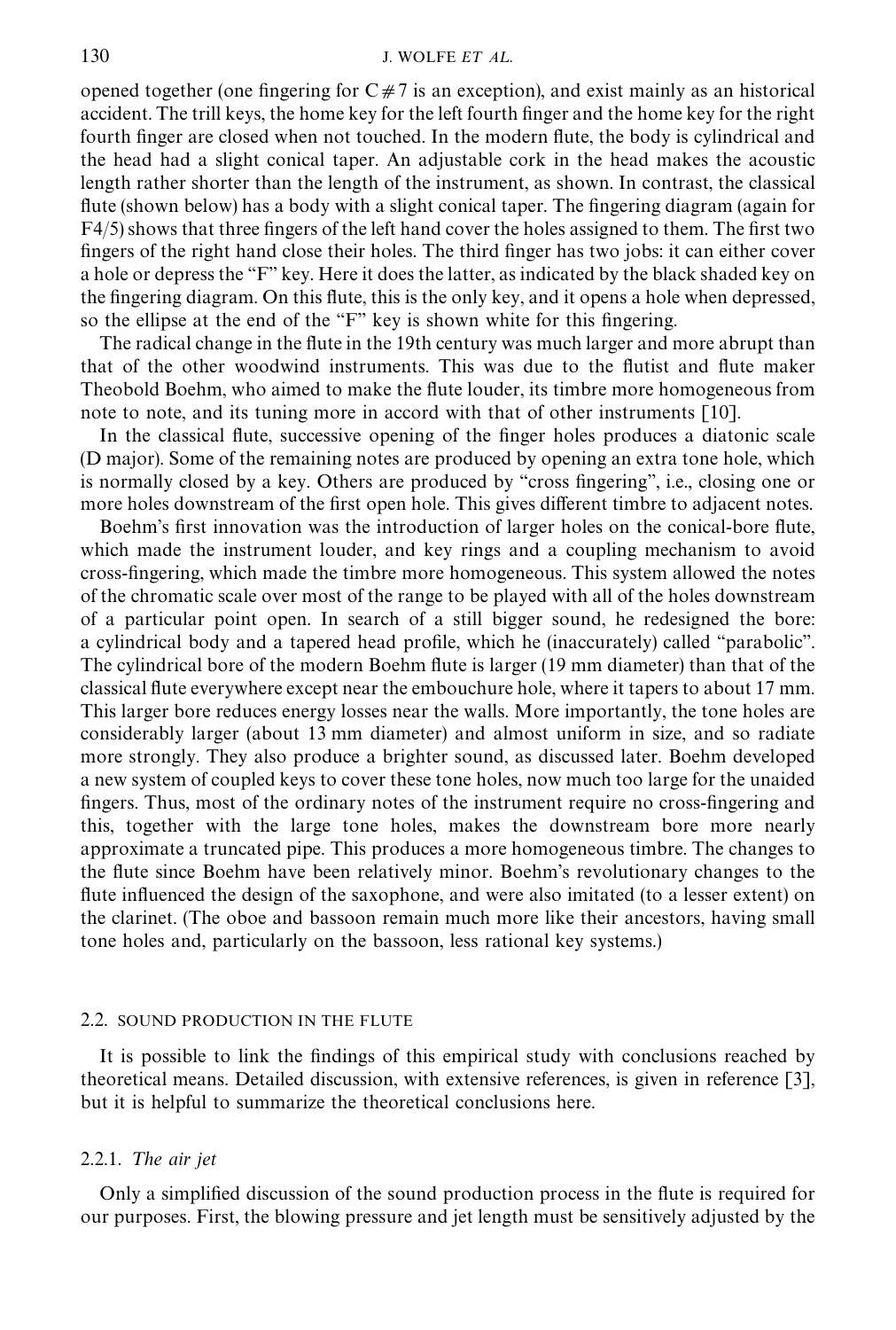opened together (one fingering for C#7 is an exception), and exist mainly as an historical accident. The trill keys, the home key for the left fourth finger and the home key for the right fourth finger are closed when not touched. In the modern flute, the body is cylindrical and the head had a slight conical taper. An adjustable cork in the head makes the acoustic length rather shorter than the length of the instrument, as shown. In contrast, the classical flute (shown below) has a body with a slight conical taper. The fingering diagram (again for F4/5) shows that three fingers of the left hand cover the holes assigned to them. The first two fingers of the right hand close their holes. The third finger has two jobs: it can either cover a hole or depress the "F" key. Here it does the latter, as indicated by the black shaded key on the fingering diagram. On this flute, this is the only key, and it opens a hole when depressed, so the ellipse at the end of the "F" key is shown white for this fingering.

The radical change in the flute in the 19th century was much larger and more abrupt than that of the other woodwind instruments. This was due to the flutist and flute maker Theobold Boehm, who aimed to make the flute louder, its timbre more homogeneous from note to note, and its tuning more in accord with that of other instruments [10].

In the classical flute, successive opening of the finger holes produces a diatonic scale (D major). Some of the remaining notes are produced by opening an extra tone hole, which is normally closed by a key. Others are produced by "cross fingering", i.e., closing one or more holes downstream of the first open hole. This gives different timbre to adjacent notes.

Boehm's first innovation was the introduction of larger holes on the conical-bore flute, which made the instrument louder, and key rings and a coupling mechanism to avoid cross-fingering, which made the timbre more homogeneous. This system allowed the notes of the chromatic scale over most of the range to be played with all of the holes downstream of a particular point open. In search of a still bigger sound, he redesigned the bore: a cylindrical body and a tapered head profile, which he (inaccurately) called "parabolic". The cylindrical bore of the modern Boehm flute is larger (19 mm diameter) than that of the classical flute everywhere except near the embouchure hole, where it tapers to about 17 mm. This larger bore reduces energy losses near the walls. More importantly, the tone holes are considerably larger (about 13 mm diameter) and almost uniform in size, and so radiate more strongly. They also produce a brighter sound, as discussed later. Boehm developed a new system of coupled keys to cover these tone holes, now much too large for the unaided fingers. Thus, most of the ordinary notes of the instrument require no cross-fingering and this, together with the large tone holes, makes the downstream bore more nearly approximate a truncated pipe. This produces a more homogeneous timbre. The changes to the flute since Boehm have been relatively minor. Boehm's revolutionary changes to the flute influenced the design of the saxophone, and were also imitated (to a lesser extent) on the clarinet. (The oboe and bassoon remain much more like their ancestors, having small tone holes and, particularly on the bassoon, less rational key systems.)

### 2.2. SOUND PRODUCTION IN THE FLUTE

It is possible to link the findings of this empirical study with conclusions reached by theoretical means. Detailed discussion, with extensive references, is given in reference [3], but it is helpful to summarize the theoretical conclusions here.

#### 2.2.1. *The air jet*

Only a simplified discussion of the sound production process in the flute is required for our purposes. First, the blowing pressure and jet length must be sensitively adjusted by the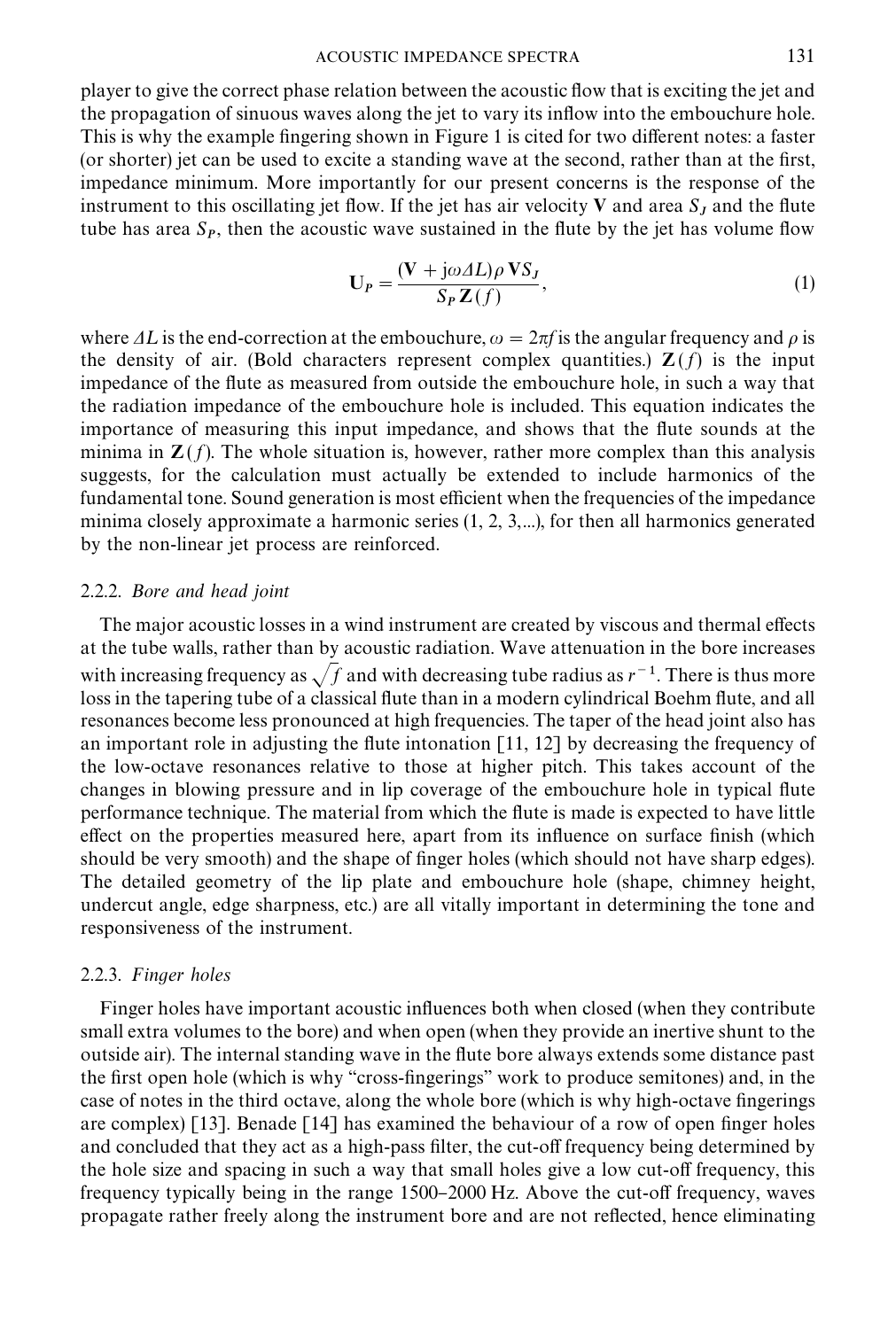player to give the correct phase relation between the acoustic flow that is exciting the jet and the propagation of sinuous waves along the jet to vary its inflow into the embouchure hole. This is why the example fingering shown in Figure 1 is cited for two different notes: a faster (or shorter) jet can be used to excite a standing wave at the second, rather than at the first, impedance minimum. More importantly for our present concerns is the response of the instrument to this oscillating jet flow. If the jet has air velocity $\mathbf{V}$ and area $S_J$ and the flute tube has area $S_P$, then the acoustic wave sustained in the flute by the jet has volume flow

$$\mathbf{U}_P = \frac{(\mathbf{V} + j\omega \Delta L)\rho \mathbf{V} S_J}{S_P \mathbf{Z}(f)}, \tag{1}$$

where $\Delta L$ is the end-correction at the embouchure, $\omega = 2\pi f$ is the angular frequency and $\rho$ is the density of air. (Bold characters represent complex quantities.) $\mathbf{Z}(f)$ is the input impedance of the flute as measured from outside the embouchure hole, in such a way that the radiation impedance of the embouchure hole is included. This equation indicates the importance of measuring this input impedance, and shows that the flute sounds at the minima in $\mathbf{Z}(f)$. The whole situation is, however, rather more complex than this analysis suggests, for the calculation must actually be extended to include harmonics of the fundamental tone. Sound generation is most efficient when the frequencies of the impedance minima closely approximate a harmonic series (1, 2, 3,...), for then all harmonics generated by the non-linear jet process are reinforced.

### 2.2.2. *Bore and head joint*

The major acoustic losses in a wind instrument are created by viscous and thermal effects at the tube walls, rather than by acoustic radiation. Wave attenuation in the bore increases with increasing frequency as $\sqrt{f}$ and with decreasing tube radius as $r^{-1}$. There is thus more loss in the tapering tube of a classical flute than in a modern cylindrical Boehm flute, and all resonances become less pronounced at high frequencies. The taper of the head joint also has an important role in adjusting the flute intonation [11, 12] by decreasing the frequency of the low-octave resonances relative to those at higher pitch. This takes account of the changes in blowing pressure and in lip coverage of the embouchure hole in typical flute performance technique. The material from which the flute is made is expected to have little effect on the properties measured here, apart from its influence on surface finish (which should be very smooth) and the shape of finger holes (which should not have sharp edges). The detailed geometry of the lip plate and embouchure hole (shape, chimney height, undercut angle, edge sharpness, etc.) are all vitally important in determining the tone and responsiveness of the instrument.

### 2.2.3. *Finger holes*

Finger holes have important acoustic influences both when closed (when they contribute small extra volumes to the bore) and when open (when they provide an inertive shunt to the outside air). The internal standing wave in the flute bore always extends some distance past the first open hole (which is why "cross-fingerings" work to produce semitones) and, in the case of notes in the third octave, along the whole bore (which is why high-octave fingerings are complex) [13]. Benade [14] has examined the behaviour of a row of open finger holes and concluded that they act as a high-pass filter, the cut-off frequency being determined by the hole size and spacing in such a way that small holes give a low cut-off frequency, this frequency typically being in the range 1500–2000 Hz. Above the cut-off frequency, waves propagate rather freely along the instrument bore and are not reflected, hence eliminating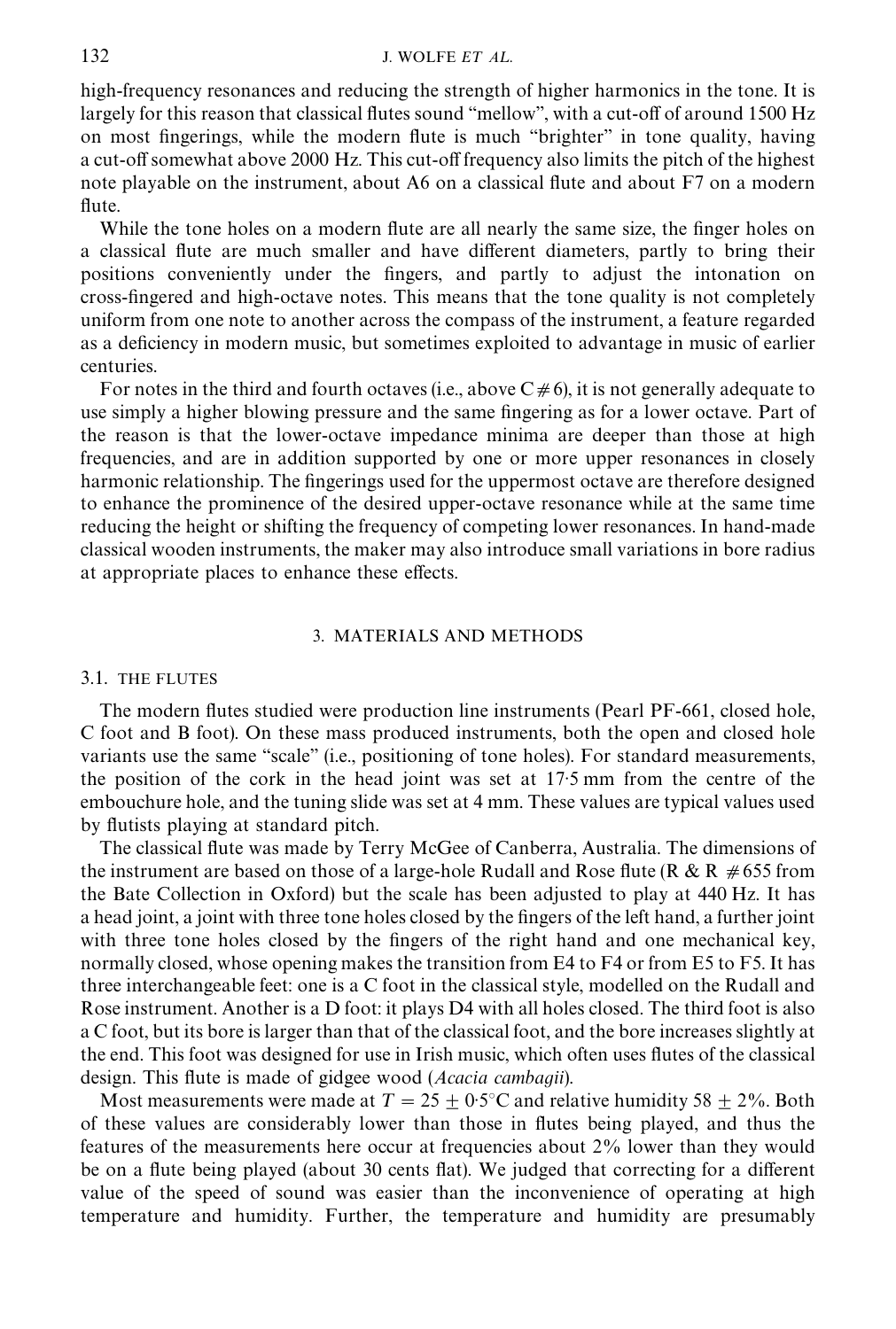high-frequency resonances and reducing the strength of higher harmonics in the tone. It is largely for this reason that classical flutes sound "mellow", with a cut-off of around 1500 Hz on most fingerings, while the modern flute is much "brighter" in tone quality, having a cut-off somewhat above 2000 Hz. This cut-off frequency also limits the pitch of the highest note playable on the instrument, about A6 on a classical flute and about F7 on a modern flute.

While the tone holes on a modern flute are all nearly the same size, the finger holes on a classical flute are much smaller and have different diameters, partly to bring their positions conveniently under the fingers, and partly to adjust the intonation on cross-fingered and high-octave notes. This means that the tone quality is not completely uniform from one note to another across the compass of the instrument, a feature regarded as a deficiency in modern music, but sometimes exploited to advantage in music of earlier centuries.

For notes in the third and fourth octaves (i.e., above C♯6), it is not generally adequate to use simply a higher blowing pressure and the same fingering as for a lower octave. Part of the reason is that the lower-octave impedance minima are deeper than those at high frequencies, and are in addition supported by one or more upper resonances in closely harmonic relationship. The fingerings used for the uppermost octave are therefore designed to enhance the prominence of the desired upper-octave resonance while at the same time reducing the height or shifting the frequency of competing lower resonances. In hand-made classical wooden instruments, the maker may also introduce small variations in bore radius at appropriate places to enhance these effects.

## 3. MATERIALS AND METHODS

### 3.1. THE FLUTES

The modern flutes studied were production line instruments (Pearl PF-661, closed hole, C foot and B foot). On these mass produced instruments, both the open and closed hole variants use the same "scale" (i.e., positioning of tone holes). For standard measurements, the position of the cork in the head joint was set at 17·5 mm from the centre of the embouchure hole, and the tuning slide was set at 4 mm. These values are typical values used by flutists playing at standard pitch.

The classical flute was made by Terry McGee of Canberra, Australia. The dimensions of the instrument are based on those of a large-hole Rudall and Rose flute (R & R #655 from the Bate Collection in Oxford) but the scale has been adjusted to play at 440 Hz. It has a head joint, a joint with three tone holes closed by the fingers of the left hand, a further joint with three tone holes closed by the fingers of the right hand and one mechanical key, normally closed, whose opening makes the transition from E4 to F4 or from E5 to F5. It has three interchangeable feet: one is a C foot in the classical style, modelled on the Rudall and Rose instrument. Another is a D foot: it plays D4 with all holes closed. The third foot is also a C foot, but its bore is larger than that of the classical foot, and the bore increases slightly at the end. This foot was designed for use in Irish music, which often uses flutes of the classical design. This flute is made of gidgee wood (*Acacia cambagii*).

Most measurements were made at $T = 25 \pm 0{\cdot}5$°C and relative humidity $58 \pm 2$%. Both of these values are considerably lower than those in flutes being played, and thus the features of the measurements here occur at frequencies about 2% lower than they would be on a flute being played (about 30 cents flat). We judged that correcting for a different value of the speed of sound was easier than the inconvenience of operating at high temperature and humidity. Further, the temperature and humidity are presumably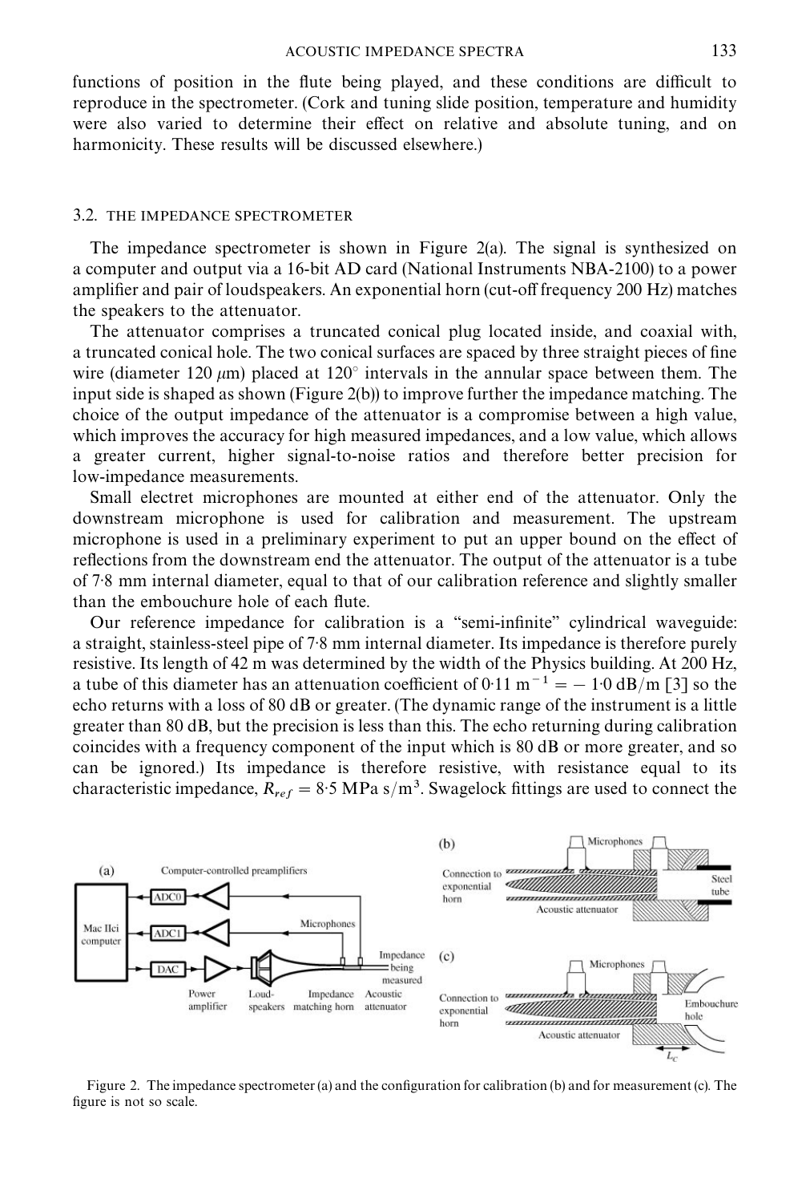functions of position in the flute being played, and these conditions are difficult to reproduce in the spectrometer. (Cork and tuning slide position, temperature and humidity were also varied to determine their effect on relative and absolute tuning, and on harmonicity. These results will be discussed elsewhere.)

### 3.2. THE IMPEDANCE SPECTROMETER

The impedance spectrometer is shown in Figure 2(a). The signal is synthesized on a computer and output via a 16-bit AD card (National Instruments NBA-2100) to a power amplifier and pair of loudspeakers. An exponential horn (cut-off frequency 200 Hz) matches the speakers to the attenuator.

The attenuator comprises a truncated conical plug located inside, and coaxial with, a truncated conical hole. The two conical surfaces are spaced by three straight pieces of fine wire (diameter 120 $\mu$m) placed at 120° intervals in the annular space between them. The input side is shaped as shown (Figure 2(b)) to improve further the impedance matching. The choice of the output impedance of the attenuator is a compromise between a high value, which improves the accuracy for high measured impedances, and a low value, which allows a greater current, higher signal-to-noise ratios and therefore better precision for low-impedance measurements.

Small electret microphones are mounted at either end of the attenuator. Only the downstream microphone is used for calibration and measurement. The upstream microphone is used in a preliminary experiment to put an upper bound on the effect of reflections from the downstream end the attenuator. The output of the attenuator is a tube of 7·8 mm internal diameter, equal to that of our calibration reference and slightly smaller than the embouchure hole of each flute.

Our reference impedance for calibration is a "semi-infinite" cylindrical waveguide: a straight, stainless-steel pipe of 7·8 mm internal diameter. Its impedance is therefore purely resistive. Its length of 42 m was determined by the width of the Physics building. At 200 Hz, a tube of this diameter has an attenuation coefficient of $0{\cdot}11\ \mathrm{m}^{-1} = -1{\cdot}0\ \mathrm{dB/m}$ [3] so the echo returns with a loss of 80 dB or greater. (The dynamic range of the instrument is a little greater than 80 dB, but the precision is less than this. The echo returning during calibration coincides with a frequency component of the input which is 80 dB or more greater, and so can be ignored.) Its impedance is therefore resistive, with resistance equal to its characteristic impedance, $R_{ref} = 8{\cdot}5\ \mathrm{MPa\ s/m^3}$. Swagelock fittings are used to connect the

Figure 2. The impedance spectrometer (a) and the configuration for calibration (b) and for measurement (c). The figure is not so scale.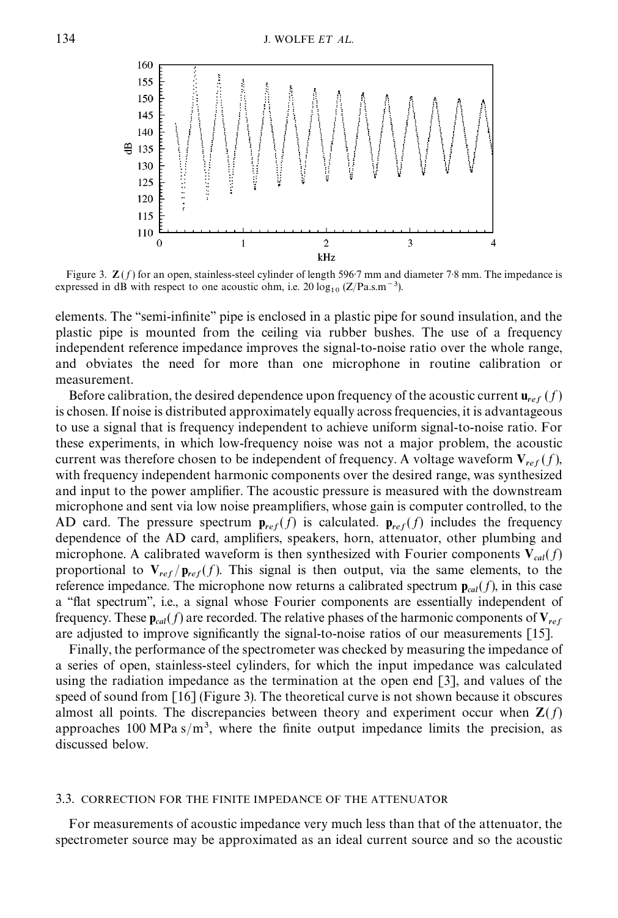Figure 3. $\mathbf{Z}(f)$ for an open, stainless-steel cylinder of length 596·7 mm and diameter 7·8 mm. The impedance is expressed in dB with respect to one acoustic ohm, i.e. $20 \log_{10} (Z/\text{Pa.s.m}^{-3})$.

elements. The "semi-infinite" pipe is enclosed in a plastic pipe for sound insulation, and the plastic pipe is mounted from the ceiling via rubber bushes. The use of a frequency independent reference impedance improves the signal-to-noise ratio over the whole range, and obviates the need for more than one microphone in routine calibration or measurement.

Before calibration, the desired dependence upon frequency of the acoustic current $\mathbf{u}_{ref}(f)$ is chosen. If noise is distributed approximately equally across frequencies, it is advantageous to use a signal that is frequency independent to achieve uniform signal-to-noise ratio. For these experiments, in which low-frequency noise was not a major problem, the acoustic current was therefore chosen to be independent of frequency. A voltage waveform $\mathbf{V}_{ref}(f)$, with frequency independent harmonic components over the desired range, was synthesized and input to the power amplifier. The acoustic pressure is measured with the downstream microphone and sent via low noise preamplifiers, whose gain is computer controlled, to the AD card. The pressure spectrum $\mathbf{p}_{ref}(f)$ is calculated. $\mathbf{p}_{ref}(f)$ includes the frequency dependence of the AD card, amplifiers, speakers, horn, attenuator, other plumbing and microphone. A calibrated waveform is then synthesized with Fourier components $\mathbf{V}_{cal}(f)$ proportional to $\mathbf{V}_{ref}/\mathbf{p}_{ref}(f)$. This signal is then output, via the same elements, to the reference impedance. The microphone now returns a calibrated spectrum $\mathbf{p}_{cal}(f)$, in this case a "flat spectrum", i.e., a signal whose Fourier components are essentially independent of frequency. These $\mathbf{p}_{cal}(f)$ are recorded. The relative phases of the harmonic components of $\mathbf{V}_{ref}$ are adjusted to improve significantly the signal-to-noise ratios of our measurements [15].

Finally, the performance of the spectrometer was checked by measuring the impedance of a series of open, stainless-steel cylinders, for which the input impedance was calculated using the radiation impedance as the termination at the open end [3], and values of the speed of sound from [16] (Figure 3). The theoretical curve is not shown because it obscures almost all points. The discrepancies between theory and experiment occur when $\mathbf{Z}(f)$ approaches $100\ \text{MPa s/m}^3$, where the finite output impedance limits the precision, as discussed below.

### 3.3. CORRECTION FOR THE FINITE IMPEDANCE OF THE ATTENUATOR

For measurements of acoustic impedance very much less than that of the attenuator, the spectrometer source may be approximated as an ideal current source and so the acoustic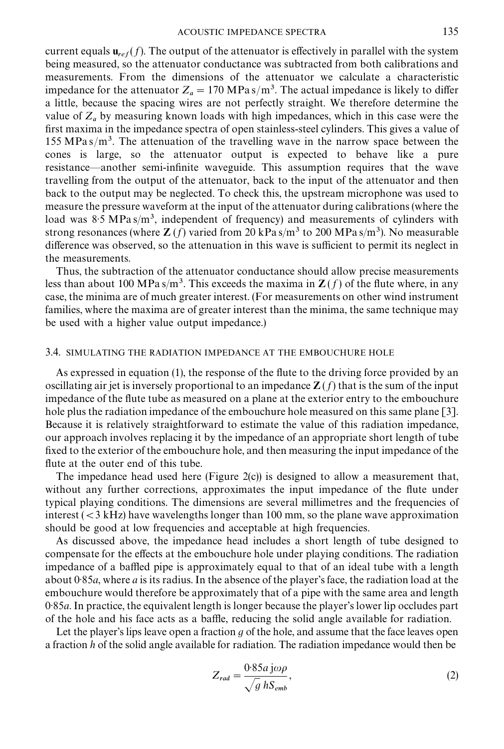current equals $\mathbf{u}_{ref}(f)$. The output of the attenuator is effectively in parallel with the system being measured, so the attenuator conductance was subtracted from both calibrations and measurements. From the dimensions of the attenuator we calculate a characteristic impedance for the attenuator $Z_a = 170$ MPa s/m$^3$. The actual impedance is likely to differ a little, because the spacing wires are not perfectly straight. We therefore determine the value of $Z_a$ by measuring known loads with high impedances, which in this case were the first maxima in the impedance spectra of open stainless-steel cylinders. This gives a value of 155 MPa s/m$^3$. The attenuation of the travelling wave in the narrow space between the cones is large, so the attenuator output is expected to behave like a pure resistance—another semi-infinite waveguide. This assumption requires that the wave travelling from the output of the attenuator, back to the input of the attenuator and then back to the output may be neglected. To check this, the upstream microphone was used to measure the pressure waveform at the input of the attenuator during calibrations (where the load was 8·5 MPa s/m$^3$, independent of frequency) and measurements of cylinders with strong resonances (where $\mathbf{Z}(f)$ varied from 20 kPa s/m$^3$ to 200 MPa s/m$^3$). No measurable difference was observed, so the attenuation in this wave is sufficient to permit its neglect in the measurements.

Thus, the subtraction of the attenuator conductance should allow precise measurements less than about 100 MPa s/m$^3$. This exceeds the maxima in $\mathbf{Z}(f)$ of the flute where, in any case, the minima are of much greater interest. (For measurements on other wind instrument families, where the maxima are of greater interest than the minima, the same technique may be used with a higher value output impedance.)

### 3.4. SIMULATING THE RADIATION IMPEDANCE AT THE EMBOUCHURE HOLE

As expressed in equation (1), the response of the flute to the driving force provided by an oscillating air jet is inversely proportional to an impedance $\mathbf{Z}(f)$ that is the sum of the input impedance of the flute tube as measured on a plane at the exterior entry to the embouchure hole plus the radiation impedance of the embouchure hole measured on this same plane [3]. Because it is relatively straightforward to estimate the value of this radiation impedance, our approach involves replacing it by the impedance of an appropriate short length of tube fixed to the exterior of the embouchure hole, and then measuring the input impedance of the flute at the outer end of this tube.

The impedance head used here (Figure 2(c)) is designed to allow a measurement that, without any further corrections, approximates the input impedance of the flute under typical playing conditions. The dimensions are several millimetres and the frequencies of interest (< 3 kHz) have wavelengths longer than 100 mm, so the plane wave approximation should be good at low frequencies and acceptable at high frequencies.

As discussed above, the impedance head includes a short length of tube designed to compensate for the effects at the embouchure hole under playing conditions. The radiation impedance of a baffled pipe is approximately equal to that of an ideal tube with a length about 0·85$a$, where $a$ is its radius. In the absence of the player's face, the radiation load at the embouchure would therefore be approximately that of a pipe with the same area and length 0·85$a$. In practice, the equivalent length is longer because the player's lower lip occludes part of the hole and his face acts as a baffle, reducing the solid angle available for radiation.

Let the player's lips leave open a fraction $g$ of the hole, and assume that the face leaves open a fraction $h$ of the solid angle available for radiation. The radiation impedance would then be

$$Z_{rad} = \frac{0{\cdot}85a\,\mathrm{j}\omega\rho}{\sqrt{g}\,hS_{emb}}, \tag{2}$$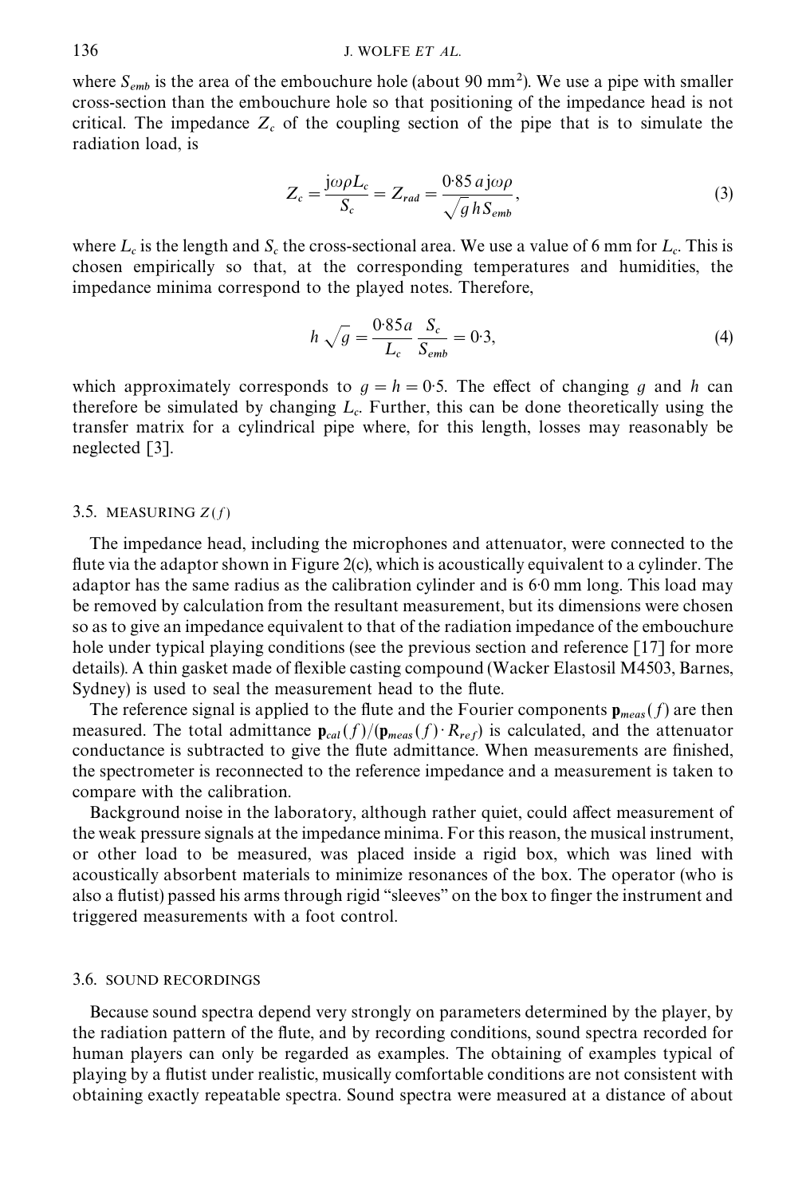where $S_{emb}$ is the area of the embouchure hole (about 90 mm$^2$). We use a pipe with smaller cross-section than the embouchure hole so that positioning of the impedance head is not critical. The impedance $Z_c$ of the coupling section of the pipe that is to simulate the radiation load, is

$$Z_c = \frac{\mathrm{j}\omega\rho L_c}{S_c} = Z_{rad} = \frac{0{\cdot}85\, a\, \mathrm{j}\omega\rho}{\sqrt{g}\, h S_{emb}}, \tag{3}$$

where $L_c$ is the length and $S_c$ the cross-sectional area. We use a value of 6 mm for $L_c$. This is chosen empirically so that, at the corresponding temperatures and humidities, the impedance minima correspond to the played notes. Therefore,

$$h\sqrt{g} = \frac{0{\cdot}85 a}{L_c}\frac{S_c}{S_{emb}} = 0{\cdot}3, \tag{4}$$

which approximately corresponds to $g = h = 0{\cdot}5$. The effect of changing $g$ and $h$ can therefore be simulated by changing $L_c$. Further, this can be done theoretically using the transfer matrix for a cylindrical pipe where, for this length, losses may reasonably be neglected [3].

### 3.5. MEASURING $Z(f)$

The impedance head, including the microphones and attenuator, were connected to the flute via the adaptor shown in Figure 2(c), which is acoustically equivalent to a cylinder. The adaptor has the same radius as the calibration cylinder and is 6·0 mm long. This load may be removed by calculation from the resultant measurement, but its dimensions were chosen so as to give an impedance equivalent to that of the radiation impedance of the embouchure hole under typical playing conditions (see the previous section and reference [17] for more details). A thin gasket made of flexible casting compound (Wacker Elastosil M4503, Barnes, Sydney) is used to seal the measurement head to the flute.

The reference signal is applied to the flute and the Fourier components $\mathbf{p}_{meas}(f)$ are then measured. The total admittance $\mathbf{p}_{cal}(f)/(\mathbf{p}_{meas}(f)\cdot R_{ref})$ is calculated, and the attenuator conductance is subtracted to give the flute admittance. When measurements are finished, the spectrometer is reconnected to the reference impedance and a measurement is taken to compare with the calibration.

Background noise in the laboratory, although rather quiet, could affect measurement of the weak pressure signals at the impedance minima. For this reason, the musical instrument, or other load to be measured, was placed inside a rigid box, which was lined with acoustically absorbent materials to minimize resonances of the box. The operator (who is also a flutist) passed his arms through rigid "sleeves" on the box to finger the instrument and triggered measurements with a foot control.

### 3.6. SOUND RECORDINGS

Because sound spectra depend very strongly on parameters determined by the player, by the radiation pattern of the flute, and by recording conditions, sound spectra recorded for human players can only be regarded as examples. The obtaining of examples typical of playing by a flutist under realistic, musically comfortable conditions are not consistent with obtaining exactly repeatable spectra. Sound spectra were measured at a distance of about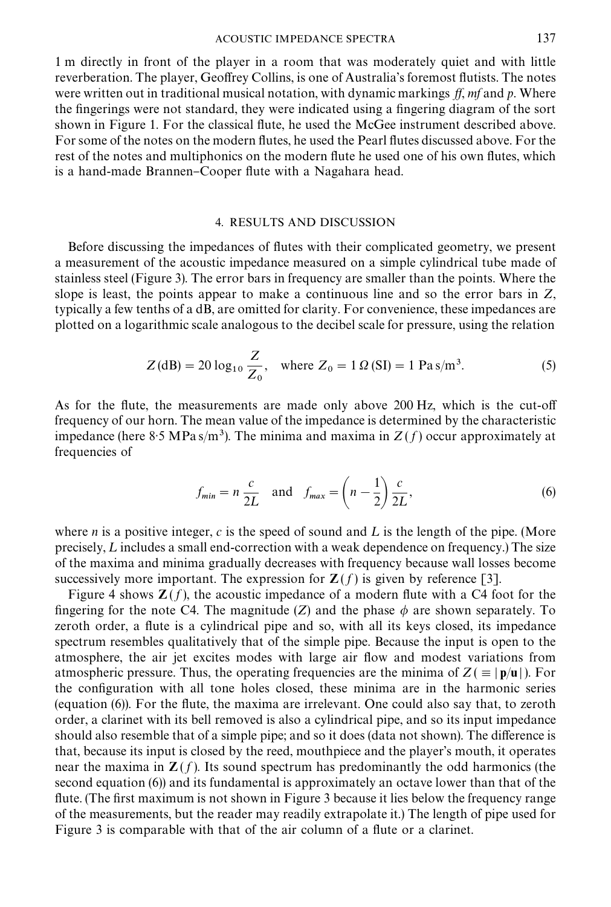1 m directly in front of the player in a room that was moderately quiet and with little reverberation. The player, Geoffrey Collins, is one of Australia's foremost flutists. The notes were written out in traditional musical notation, with dynamic markings *ff*, *mf* and *p*. Where the fingerings were not standard, they were indicated using a fingering diagram of the sort shown in Figure 1. For the classical flute, he used the McGee instrument described above. For some of the notes on the modern flutes, he used the Pearl flutes discussed above. For the rest of the notes and multiphonics on the modern flute he used one of his own flutes, which is a hand-made Brannen–Cooper flute with a Nagahara head.

## 4. RESULTS AND DISCUSSION

Before discussing the impedances of flutes with their complicated geometry, we present a measurement of the acoustic impedance measured on a simple cylindrical tube made of stainless steel (Figure 3). The error bars in frequency are smaller than the points. Where the slope is least, the points appear to make a continuous line and so the error bars in $Z$, typically a few tenths of a dB, are omitted for clarity. For convenience, these impedances are plotted on a logarithmic scale analogous to the decibel scale for pressure, using the relation

$$Z\,(\mathrm{dB}) = 20\log_{10}\frac{Z}{Z_0}, \quad \text{where } Z_0 = 1\,\Omega\,(\mathrm{SI}) = 1\ \mathrm{Pa\,s/m^3}. \tag{5}$$

As for the flute, the measurements are made only above 200 Hz, which is the cut-off frequency of our horn. The mean value of the impedance is determined by the characteristic impedance (here 8·5 MPa s/m$^3$). The minima and maxima in $Z(f)$ occur approximately at frequencies of

$$f_{min} = n\,\frac{c}{2L} \quad \text{and} \quad f_{max} = \left(n - \frac{1}{2}\right)\frac{c}{2L}, \tag{6}$$

where $n$ is a positive integer, $c$ is the speed of sound and $L$ is the length of the pipe. (More precisely, $L$ includes a small end-correction with a weak dependence on frequency.) The size of the maxima and minima gradually decreases with frequency because wall losses become successively more important. The expression for $\mathbf{Z}(f)$ is given by reference [3].

Figure 4 shows $\mathbf{Z}(f)$, the acoustic impedance of a modern flute with a C4 foot for the fingering for the note C4. The magnitude ($Z$) and the phase $\phi$ are shown separately. To zeroth order, a flute is a cylindrical pipe and so, with all its keys closed, its impedance spectrum resembles qualitatively that of the simple pipe. Because the input is open to the atmosphere, the air jet excites modes with large air flow and modest variations from atmospheric pressure. Thus, the operating frequencies are the minima of $Z\,(\equiv|\mathbf{p}/\mathbf{u}|)$. For the configuration with all tone holes closed, these minima are in the harmonic series (equation (6)). For the flute, the maxima are irrelevant. One could also say that, to zeroth order, a clarinet with its bell removed is also a cylindrical pipe, and so its input impedance should also resemble that of a simple pipe; and so it does (data not shown). The difference is that, because its input is closed by the reed, mouthpiece and the player's mouth, it operates near the maxima in $\mathbf{Z}(f)$. Its sound spectrum has predominantly the odd harmonics (the second equation (6)) and its fundamental is approximately an octave lower than that of the flute. (The first maximum is not shown in Figure 3 because it lies below the frequency range of the measurements, but the reader may readily extrapolate it.) The length of pipe used for Figure 3 is comparable with that of the air column of a flute or a clarinet.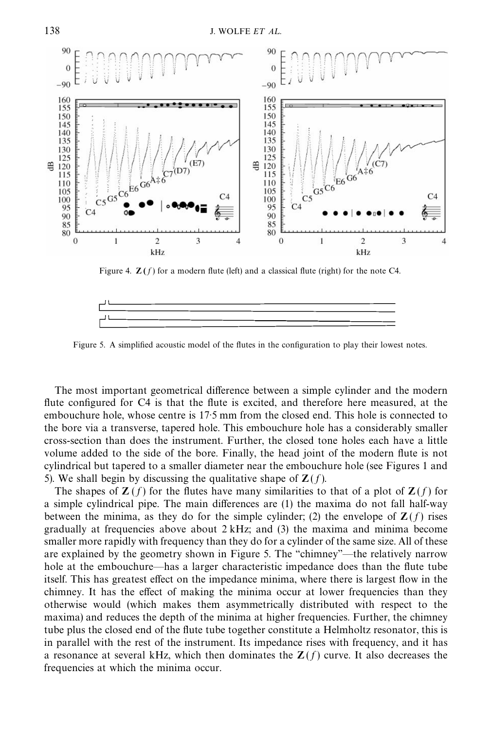Figure 4. $\mathbf{Z}(f)$ for a modern flute (left) and a classical flute (right) for the note C4.

Figure 5. A simplified acoustic model of the flutes in the configuration to play their lowest notes.

The most important geometrical difference between a simple cylinder and the modern flute configured for C4 is that the flute is excited, and therefore here measured, at the embouchure hole, whose centre is 17·5 mm from the closed end. This hole is connected to the bore via a transverse, tapered hole. This embouchure hole has a considerably smaller cross-section than does the instrument. Further, the closed tone holes each have a little volume added to the side of the bore. Finally, the head joint of the modern flute is not cylindrical but tapered to a smaller diameter near the embouchure hole (see Figures 1 and 5). We shall begin by discussing the qualitative shape of $\mathbf{Z}(f)$.

The shapes of $\mathbf{Z}(f)$ for the flutes have many similarities to that of a plot of $\mathbf{Z}(f)$ for a simple cylindrical pipe. The main differences are (1) the maxima do not fall half-way between the minima, as they do for the simple cylinder; (2) the envelope of $\mathbf{Z}(f)$ rises gradually at frequencies above about 2 kHz; and (3) the maxima and minima become smaller more rapidly with frequency than they do for a cylinder of the same size. All of these are explained by the geometry shown in Figure 5. The "chimney"—the relatively narrow hole at the embouchure—has a larger characteristic impedance does than the flute tube itself. This has greatest effect on the impedance minima, where there is largest flow in the chimney. It has the effect of making the minima occur at lower frequencies than they otherwise would (which makes them asymmetrically distributed with respect to the maxima) and reduces the depth of the minima at higher frequencies. Further, the chimney tube plus the closed end of the flute tube together constitute a Helmholtz resonator, this is in parallel with the rest of the instrument. Its impedance rises with frequency, and it has a resonance at several kHz, which then dominates the $\mathbf{Z}(f)$ curve. It also decreases the frequencies at which the minima occur.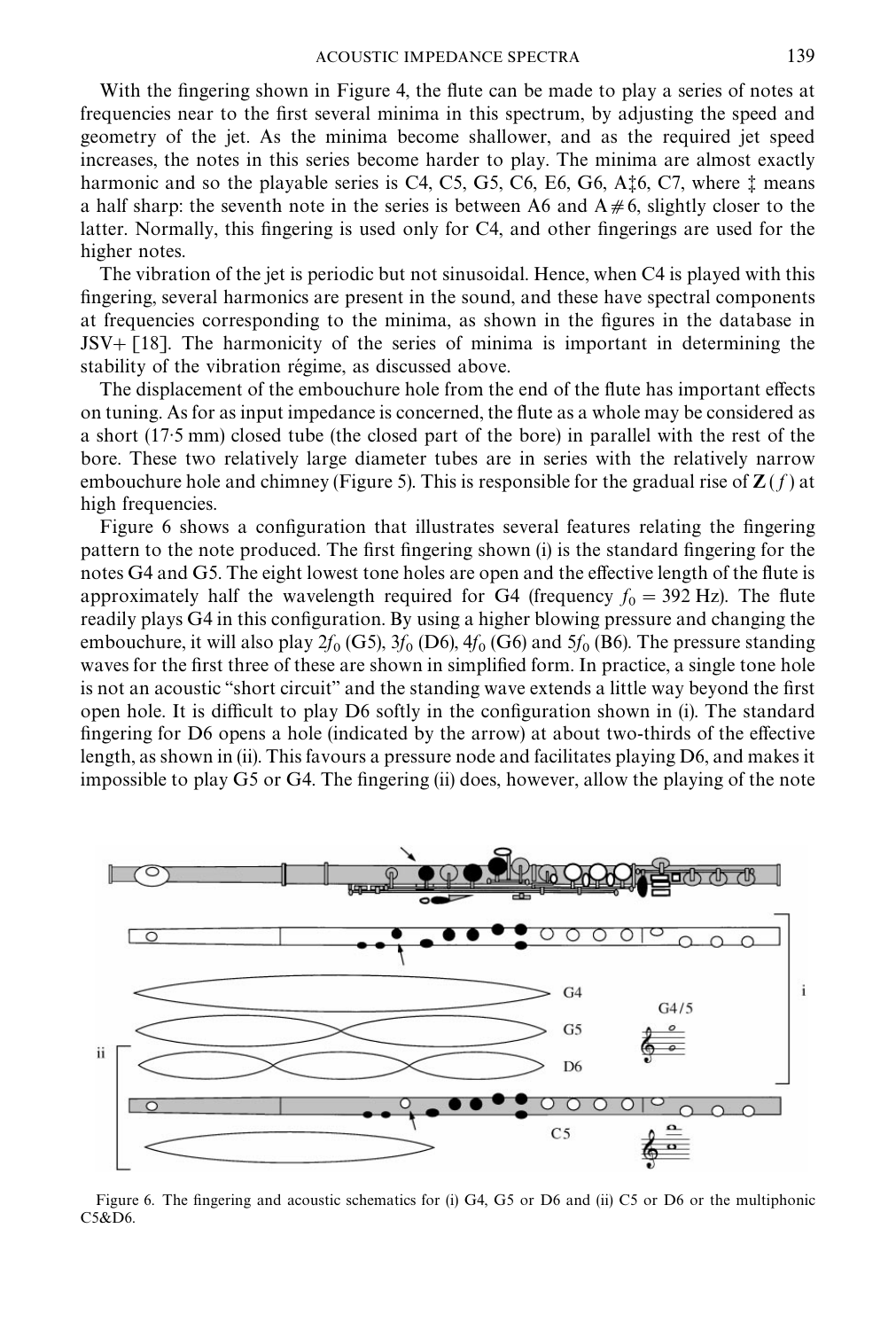With the fingering shown in Figure 4, the flute can be made to play a series of notes at frequencies near to the first several minima in this spectrum, by adjusting the speed and geometry of the jet. As the minima become shallower, and as the required jet speed increases, the notes in this series become harder to play. The minima are almost exactly harmonic and so the playable series is C4, C5, G5, C6, E6, G6, A‡6, C7, where ‡ means a half sharp: the seventh note in the series is between A6 and A♯6, slightly closer to the latter. Normally, this fingering is used only for C4, and other fingerings are used for the higher notes.

The vibration of the jet is periodic but not sinusoidal. Hence, when C4 is played with this fingering, several harmonics are present in the sound, and these have spectral components at frequencies corresponding to the minima, as shown in the figures in the database in JSV+ [18]. The harmonicity of the series of minima is important in determining the stability of the vibration régime, as discussed above.

The displacement of the embouchure hole from the end of the flute has important effects on tuning. As for as input impedance is concerned, the flute as a whole may be considered as a short (17·5 mm) closed tube (the closed part of the bore) in parallel with the rest of the bore. These two relatively large diameter tubes are in series with the relatively narrow embouchure hole and chimney (Figure 5). This is responsible for the gradual rise of $\mathbf{Z}(f)$ at high frequencies.

Figure 6 shows a configuration that illustrates several features relating the fingering pattern to the note produced. The first fingering shown (i) is the standard fingering for the notes G4 and G5. The eight lowest tone holes are open and the effective length of the flute is approximately half the wavelength required for G4 (frequency $f_0 = 392$ Hz). The flute readily plays G4 in this configuration. By using a higher blowing pressure and changing the embouchure, it will also play $2f_0$ (G5), $3f_0$ (D6), $4f_0$ (G6) and $5f_0$ (B6). The pressure standing waves for the first three of these are shown in simplified form. In practice, a single tone hole is not an acoustic "short circuit" and the standing wave extends a little way beyond the first open hole. It is difficult to play D6 softly in the configuration shown in (i). The standard fingering for D6 opens a hole (indicated by the arrow) at about two-thirds of the effective length, as shown in (ii). This favours a pressure node and facilitates playing D6, and makes it impossible to play G5 or G4. The fingering (ii) does, however, allow the playing of the note

Figure 6. The fingering and acoustic schematics for (i) G4, G5 or D6 and (ii) C5 or D6 or the multiphonic C5&D6.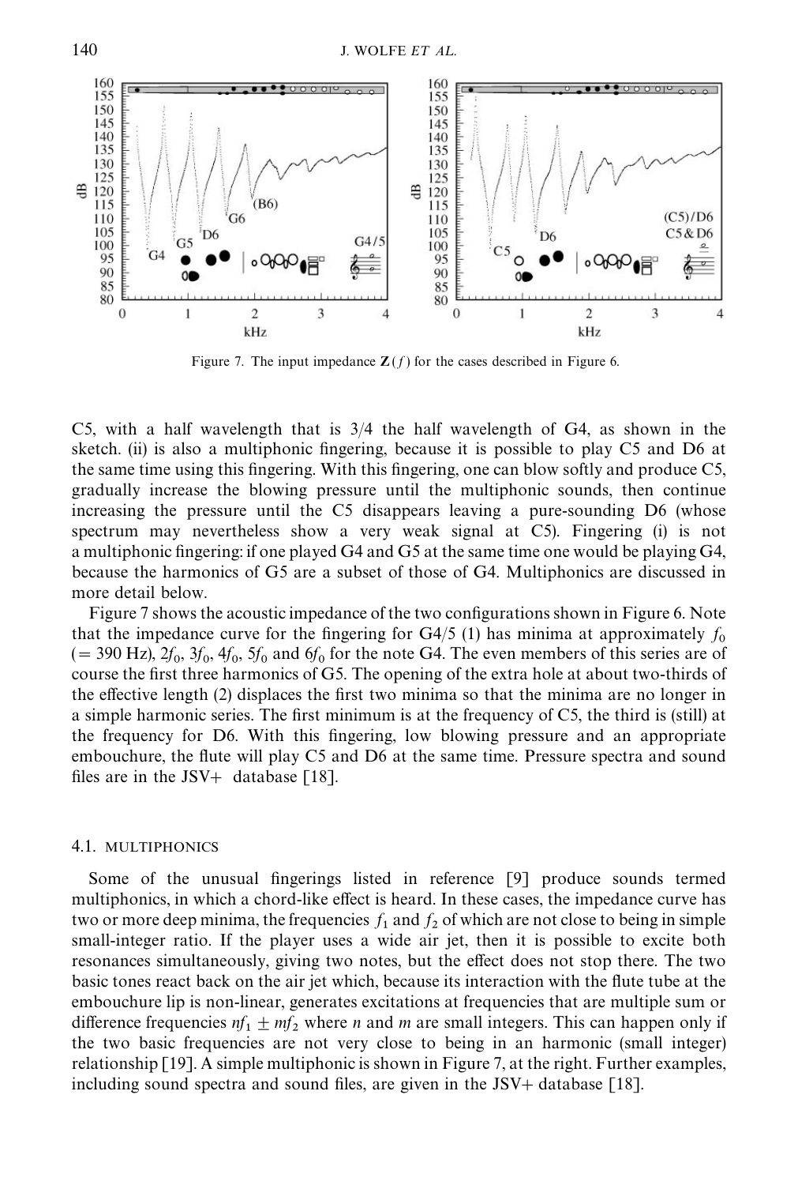Figure 7. The input impedance $\mathbf{Z}(f)$ for the cases described in Figure 6.

C5, with a half wavelength that is 3/4 the half wavelength of G4, as shown in the sketch. (ii) is also a multiphonic fingering, because it is possible to play C5 and D6 at the same time using this fingering. With this fingering, one can blow softly and produce C5, gradually increase the blowing pressure until the multiphonic sounds, then continue increasing the pressure until the C5 disappears leaving a pure-sounding D6 (whose spectrum may nevertheless show a very weak signal at C5). Fingering (i) is not a multiphonic fingering: if one played G4 and G5 at the same time one would be playing G4, because the harmonics of G5 are a subset of those of G4. Multiphonics are discussed in more detail below.

Figure 7 shows the acoustic impedance of the two configurations shown in Figure 6. Note that the impedance curve for the fingering for G4/5 (1) has minima at approximately $f_0$ (= 390 Hz), $2f_0$, $3f_0$, $4f_0$, $5f_0$ and $6f_0$ for the note G4. The even members of this series are of course the first three harmonics of G5. The opening of the extra hole at about two-thirds of the effective length (2) displaces the first two minima so that the minima are no longer in a simple harmonic series. The first minimum is at the frequency of C5, the third is (still) at the frequency for D6. With this fingering, low blowing pressure and an appropriate embouchure, the flute will play C5 and D6 at the same time. Pressure spectra and sound files are in the JSV+ database [18].

### 4.1. MULTIPHONICS

Some of the unusual fingerings listed in reference [9] produce sounds termed multiphonics, in which a chord-like effect is heard. In these cases, the impedance curve has two or more deep minima, the frequencies $f_1$ and $f_2$ of which are not close to being in simple small-integer ratio. If the player uses a wide air jet, then it is possible to excite both resonances simultaneously, giving two notes, but the effect does not stop there. The two basic tones react back on the air jet which, because its interaction with the flute tube at the embouchure lip is non-linear, generates excitations at frequencies that are multiple sum or difference frequencies $nf_1 \pm mf_2$ where $n$ and $m$ are small integers. This can happen only if the two basic frequencies are not very close to being in an harmonic (small integer) relationship [19]. A simple multiphonic is shown in Figure 7, at the right. Further examples, including sound spectra and sound files, are given in the JSV+ database [18].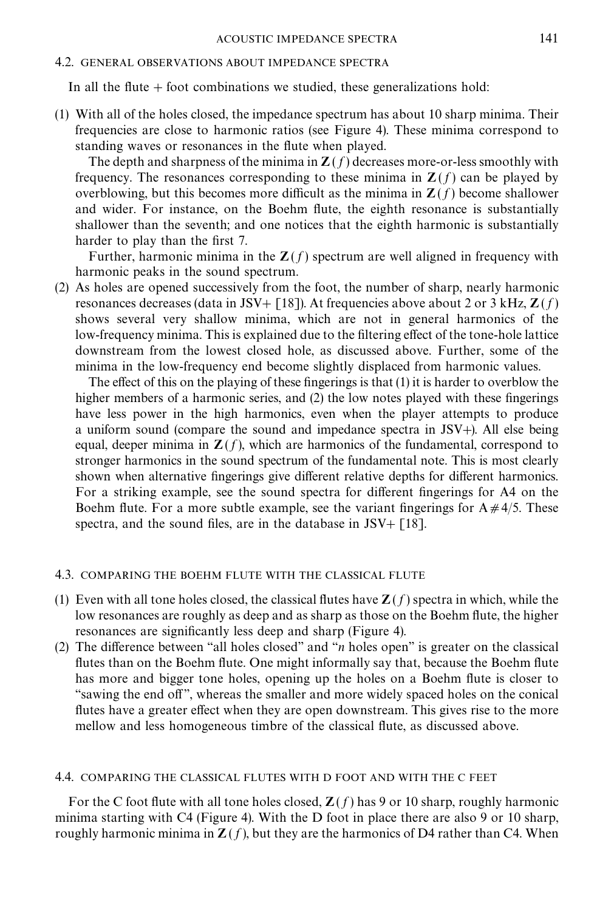### 4.2. GENERAL OBSERVATIONS ABOUT IMPEDANCE SPECTRA

In all the flute + foot combinations we studied, these generalizations hold:

(1) With all of the holes closed, the impedance spectrum has about 10 sharp minima. Their frequencies are close to harmonic ratios (see Figure 4). These minima correspond to standing waves or resonances in the flute when played.

The depth and sharpness of the minima in $\mathbf{Z}(f)$ decreases more-or-less smoothly with frequency. The resonances corresponding to these minima in $\mathbf{Z}(f)$ can be played by overblowing, but this becomes more difficult as the minima in $\mathbf{Z}(f)$ become shallower and wider. For instance, on the Boehm flute, the eighth resonance is substantially shallower than the seventh; and one notices that the eighth harmonic is substantially harder to play than the first 7.

Further, harmonic minima in the $\mathbf{Z}(f)$ spectrum are well aligned in frequency with harmonic peaks in the sound spectrum.

(2) As holes are opened successively from the foot, the number of sharp, nearly harmonic resonances decreases (data in JSV+ [18]). At frequencies above about 2 or 3 kHz, $\mathbf{Z}(f)$ shows several very shallow minima, which are not in general harmonics of the low-frequency minima. This is explained due to the filtering effect of the tone-hole lattice downstream from the lowest closed hole, as discussed above. Further, some of the minima in the low-frequency end become slightly displaced from harmonic values.

The effect of this on the playing of these fingerings is that (1) it is harder to overblow the higher members of a harmonic series, and (2) the low notes played with these fingerings have less power in the high harmonics, even when the player attempts to produce a uniform sound (compare the sound and impedance spectra in JSV+). All else being equal, deeper minima in $\mathbf{Z}(f)$, which are harmonics of the fundamental, correspond to stronger harmonics in the sound spectrum of the fundamental note. This is most clearly shown when alternative fingerings give different relative depths for different harmonics. For a striking example, see the sound spectra for different fingerings for A4 on the Boehm flute. For a more subtle example, see the variant fingerings for A#4/5. These spectra, and the sound files, are in the database in JSV+ [18].

### 4.3. COMPARING THE BOEHM FLUTE WITH THE CLASSICAL FLUTE

(1) Even with all tone holes closed, the classical flutes have $\mathbf{Z}(f)$ spectra in which, while the low resonances are roughly as deep and as sharp as those on the Boehm flute, the higher resonances are significantly less deep and sharp (Figure 4).

(2) The difference between "all holes closed" and "$n$ holes open" is greater on the classical flutes than on the Boehm flute. One might informally say that, because the Boehm flute has more and bigger tone holes, opening up the holes on a Boehm flute is closer to "sawing the end off", whereas the smaller and more widely spaced holes on the conical flutes have a greater effect when they are open downstream. This gives rise to the more mellow and less homogeneous timbre of the classical flute, as discussed above.

### 4.4. COMPARING THE CLASSICAL FLUTES WITH D FOOT AND WITH THE C FEET

For the C foot flute with all tone holes closed, $\mathbf{Z}(f)$ has 9 or 10 sharp, roughly harmonic minima starting with C4 (Figure 4). With the D foot in place there are also 9 or 10 sharp, roughly harmonic minima in $\mathbf{Z}(f)$, but they are the harmonics of D4 rather than C4. When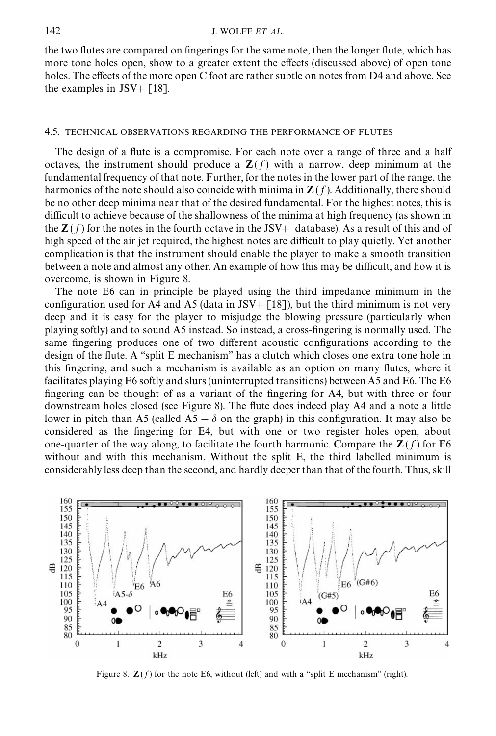the two flutes are compared on fingerings for the same note, then the longer flute, which has more tone holes open, show to a greater extent the effects (discussed above) of open tone holes. The effects of the more open C foot are rather subtle on notes from D4 and above. See the examples in JSV+ [18].

### 4.5. TECHNICAL OBSERVATIONS REGARDING THE PERFORMANCE OF FLUTES

The design of a flute is a compromise. For each note over a range of three and a half octaves, the instrument should produce a $\mathbf{Z}(f)$ with a narrow, deep minimum at the fundamental frequency of that note. Further, for the notes in the lower part of the range, the harmonics of the note should also coincide with minima in $\mathbf{Z}(f)$. Additionally, there should be no other deep minima near that of the desired fundamental. For the highest notes, this is difficult to achieve because of the shallowness of the minima at high frequency (as shown in the $\mathbf{Z}(f)$ for the notes in the fourth octave in the JSV+ database). As a result of this and of high speed of the air jet required, the highest notes are difficult to play quietly. Yet another complication is that the instrument should enable the player to make a smooth transition between a note and almost any other. An example of how this may be difficult, and how it is overcome, is shown in Figure 8.

The note E6 can in principle be played using the third impedance minimum in the configuration used for A4 and A5 (data in JSV+ [18]), but the third minimum is not very deep and it is easy for the player to misjudge the blowing pressure (particularly when playing softly) and to sound A5 instead. So instead, a cross-fingering is normally used. The same fingering produces one of two different acoustic configurations according to the design of the flute. A "split E mechanism" has a clutch which closes one extra tone hole in this fingering, and such a mechanism is available as an option on many flutes, where it facilitates playing E6 softly and slurs (uninterrupted transitions) between A5 and E6. The E6 fingering can be thought of as a variant of the fingering for A4, but with three or four downstream holes closed (see Figure 8). The flute does indeed play A4 and a note a little lower in pitch than A5 (called $A5 - \delta$ on the graph) in this configuration. It may also be considered as the fingering for E4, but with one or two register holes open, about one-quarter of the way along, to facilitate the fourth harmonic. Compare the $\mathbf{Z}(f)$ for E6 without and with this mechanism. Without the split E, the third labelled minimum is considerably less deep than the second, and hardly deeper than that of the fourth. Thus, skill

Figure 8. $\mathbf{Z}(f)$ for the note E6, without (left) and with a "split E mechanism" (right).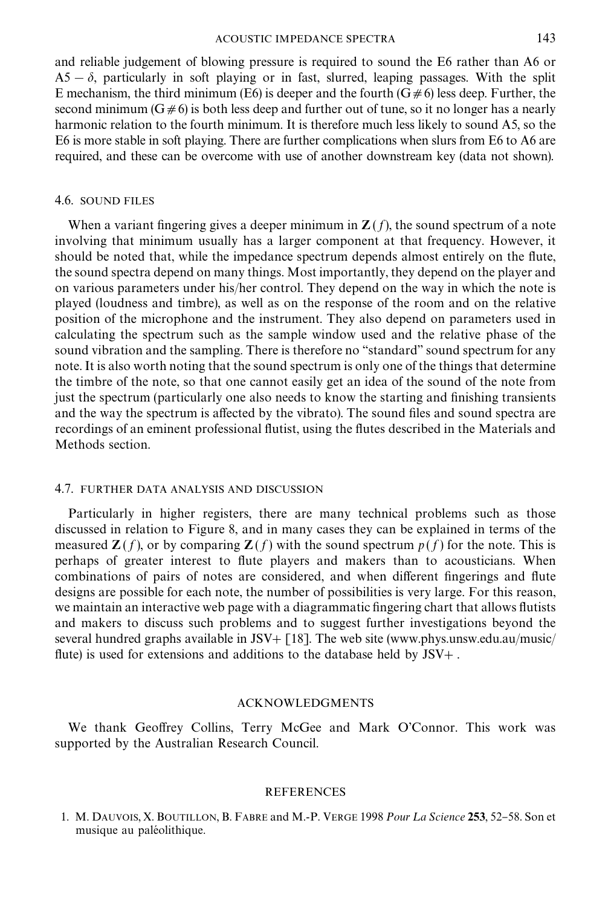and reliable judgement of blowing pressure is required to sound the E6 rather than A6 or $A5 - \delta$, particularly in soft playing or in fast, slurred, leaping passages. With the split E mechanism, the third minimum (E6) is deeper and the fourth (G#6) less deep. Further, the second minimum (G#6) is both less deep and further out of tune, so it no longer has a nearly harmonic relation to the fourth minimum. It is therefore much less likely to sound A5, so the E6 is more stable in soft playing. There are further complications when slurs from E6 to A6 are required, and these can be overcome with use of another downstream key (data not shown).

### 4.6. SOUND FILES

When a variant fingering gives a deeper minimum in $\mathbf{Z}(f)$, the sound spectrum of a note involving that minimum usually has a larger component at that frequency. However, it should be noted that, while the impedance spectrum depends almost entirely on the flute, the sound spectra depend on many things. Most importantly, they depend on the player and on various parameters under his/her control. They depend on the way in which the note is played (loudness and timbre), as well as on the response of the room and on the relative position of the microphone and the instrument. They also depend on parameters used in calculating the spectrum such as the sample window used and the relative phase of the sound vibration and the sampling. There is therefore no "standard" sound spectrum for any note. It is also worth noting that the sound spectrum is only one of the things that determine the timbre of the note, so that one cannot easily get an idea of the sound of the note from just the spectrum (particularly one also needs to know the starting and finishing transients and the way the spectrum is affected by the vibrato). The sound files and sound spectra are recordings of an eminent professional flutist, using the flutes described in the Materials and Methods section.

### 4.7. FURTHER DATA ANALYSIS AND DISCUSSION

Particularly in higher registers, there are many technical problems such as those discussed in relation to Figure 8, and in many cases they can be explained in terms of the measured $\mathbf{Z}(f)$, or by comparing $\mathbf{Z}(f)$ with the sound spectrum $p(f)$ for the note. This is perhaps of greater interest to flute players and makers than to acousticians. When combinations of pairs of notes are considered, and when different fingerings and flute designs are possible for each note, the number of possibilities is very large. For this reason, we maintain an interactive web page with a diagrammatic fingering chart that allows flutists and makers to discuss such problems and to suggest further investigations beyond the several hundred graphs available in JSV+ [18]. The web site (www.phys.unsw.edu.au/music/flute) is used for extensions and additions to the database held by JSV+ .

## ACKNOWLEDGMENTS

We thank Geoffrey Collins, Terry McGee and Mark O'Connor. This work was supported by the Australian Research Council.

## REFERENCES

1. M. Dauvois, X. Boutillon, B. Fabre and M.-P. Verge 1998 *Pour La Science* **253**, 52–58. Son et musique au paléolithique.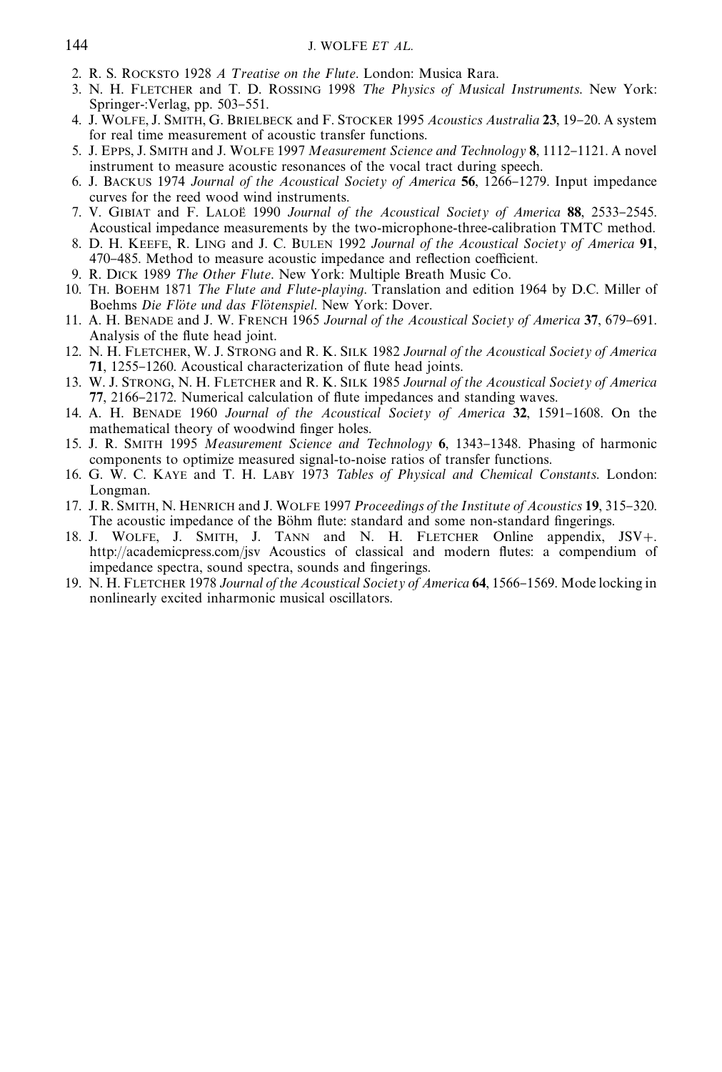2. R. S. Rockstro 1928 *A Treatise on the Flute*. London: Musica Rara.
3. N. H. Fletcher and T. D. Rossing 1998 *The Physics of Musical Instruments*. New York: Springer-:Verlag, pp. 503–551.
4. J. Wolfe, J. Smith, G. Brielbeck and F. Stocker 1995 *Acoustics Australia* **23**, 19–20. A system for real time measurement of acoustic transfer functions.
5. J. Epps, J. Smith and J. Wolfe 1997 *Measurement Science and Technology* **8**, 1112–1121. A novel instrument to measure acoustic resonances of the vocal tract during speech.
6. J. Backus 1974 *Journal of the Acoustical Society of America* **56**, 1266–1279. Input impedance curves for the reed wood wind instruments.
7. V. Gibiat and F. Laloë 1990 *Journal of the Acoustical Society of America* **88**, 2533–2545. Acoustical impedance measurements by the two-microphone-three-calibration TMTC method.
8. D. H. Keefe, R. Ling and J. C. Bulen 1992 *Journal of the Acoustical Society of America* **91**, 470–485. Method to measure acoustic impedance and reflection coefficient.
9. R. Dick 1989 *The Other Flute*. New York: Multiple Breath Music Co.
10. Th. Boehm 1871 *The Flute and Flute-playing*. Translation and edition 1964 by D.C. Miller of Boehms *Die Flöte und das Flötenspiel*. New York: Dover.
11. A. H. Benade and J. W. French 1965 *Journal of the Acoustical Society of America* **37**, 679–691. Analysis of the flute head joint.
12. N. H. Fletcher, W. J. Strong and R. K. Silk 1982 *Journal of the Acoustical Society of America* **71**, 1255–1260. Acoustical characterization of flute head joints.
13. W. J. Strong, N. H. Fletcher and R. K. Silk 1985 *Journal of the Acoustical Society of America* **77**, 2166–2172. Numerical calculation of flute impedances and standing waves.
14. A. H. Benade 1960 *Journal of the Acoustical Society of America* **32**, 1591–1608. On the mathematical theory of woodwind finger holes.
15. J. R. Smith 1995 *Measurement Science and Technology* **6**, 1343–1348. Phasing of harmonic components to optimize measured signal-to-noise ratios of transfer functions.
16. G. W. C. Kaye and T. H. Laby 1973 *Tables of Physical and Chemical Constants*. London: Longman.
17. J. R. Smith, N. Henrich and J. Wolfe 1997 *Proceedings of the Institute of Acoustics* **19**, 315–320. The acoustic impedance of the Böhm flute: standard and some non-standard fingerings.
18. J. Wolfe, J. Smith, J. Tann and N. H. Fletcher Online appendix, JSV+. http://academicpress.com/jsv Acoustics of classical and modern flutes: a compendium of impedance spectra, sound spectra, sounds and fingerings.
19. N. H. Fletcher 1978 *Journal of the Acoustical Society of America* **64**, 1566–1569. Mode locking in nonlinearly excited inharmonic musical oscillators.